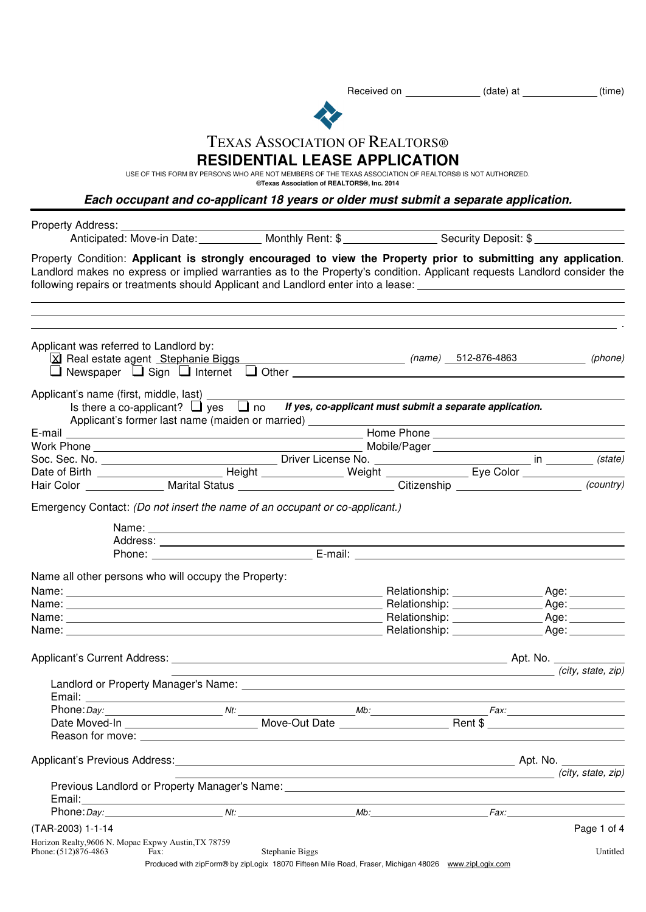Received on ____________ (date) at ____________ (time)

# TEXAS ASSOCIATION OF REALTORS®

## RESIDENTIAL LEASE APPLICATION

USE OF THIS FORM BY PERSONS WHO ARE NOT MEMBERS OF THE TEXAS ASSOCIATION OF REALTORS® IS NOT AUTHORIZED.
**©Texas Association of REALTORS®, Inc. 2014**

***Each occupant and co-applicant 18 years or older must submit a separate application.***

Property Address: ____________________________________________
Anticipated: Move-in Date: __________ Monthly Rent: $ ______________ Security Deposit: $ ______________

Property Condition: **Applicant is strongly encouraged to view the Property prior to submitting any application**. Landlord makes no express or implied warranties as to the Property's condition. Applicant requests Landlord consider the following repairs or treatments should Applicant and Landlord enter into a lease: ____________________________________________

____________________________________________
____________________________________________
____________________________________________.

Applicant was referred to Landlord by:
☒ Real estate agent Stephanie Biggs ______________ *(name)* 512-876-4863 ______________ *(phone)*
☐ Newspaper ☐ Sign ☐ Internet ☐ Other ____________________________________________

Applicant's name (first, middle, last) ____________________________________________
Is there a co-applicant? ☐ yes ☐ no ***If yes, co-applicant must submit a separate application.***
Applicant's former last name (maiden or married) ____________________________________________

E-mail ______________________________ Home Phone ______________________________
Work Phone ______________________________ Mobile/Pager ______________________________
Soc. Sec. No. ______________________ Driver License No. ______________________ in ________ *(state)*
Date of Birth ______________ Height ______________ Weight ______________ Eye Color ______________
Hair Color ______________ Marital Status ______________________ Citizenship ______________________ *(country)*

Emergency Contact: *(Do not insert the name of an occupant or co-applicant.)*

Name: ____________________________________________
Address: ____________________________________________
Phone: ______________________ E-mail: ______________________________

Name all other persons who will occupy the Property:

Name: ______________________________ Relationship: ______________ Age: ________
Name: ______________________________ Relationship: ______________ Age: ________
Name: ______________________________ Relationship: ______________ Age: ________
Name: ______________________________ Relationship: ______________ Age: ________

Applicant's Current Address: ______________________________________ Apt. No. ________
____________________________________________ *(city, state, zip)*
Landlord or Property Manager's Name: ____________________________________________
Email: ____________________________________________
Phone: *Day:* ______________ *Nt:* ______________ *Mb:* ______________ *Fax:* ______________
Date Moved-In ______________ Move-Out Date ______________ Rent $ ______________
Reason for move: ____________________________________________

Applicant's Previous Address: ______________________________________ Apt. No. ________
____________________________________________ *(city, state, zip)*
Previous Landlord or Property Manager's Name: ____________________________________________
Email: ____________________________________________
Phone: *Day:* ______________ *Nt:* ______________ *Mb:* ______________ *Fax:* ______________

(TAR-2003) 1-1-14

Horizon Realty, 9606 N. Mopac Expwy Austin, TX 78759
Phone: (512)876-4863 Fax: Stephanie Biggs Untitled
Produced with zipForm® by zipLogix 18070 Fifteen Mile Road, Fraser, Michigan 48026 www.zipLogix.com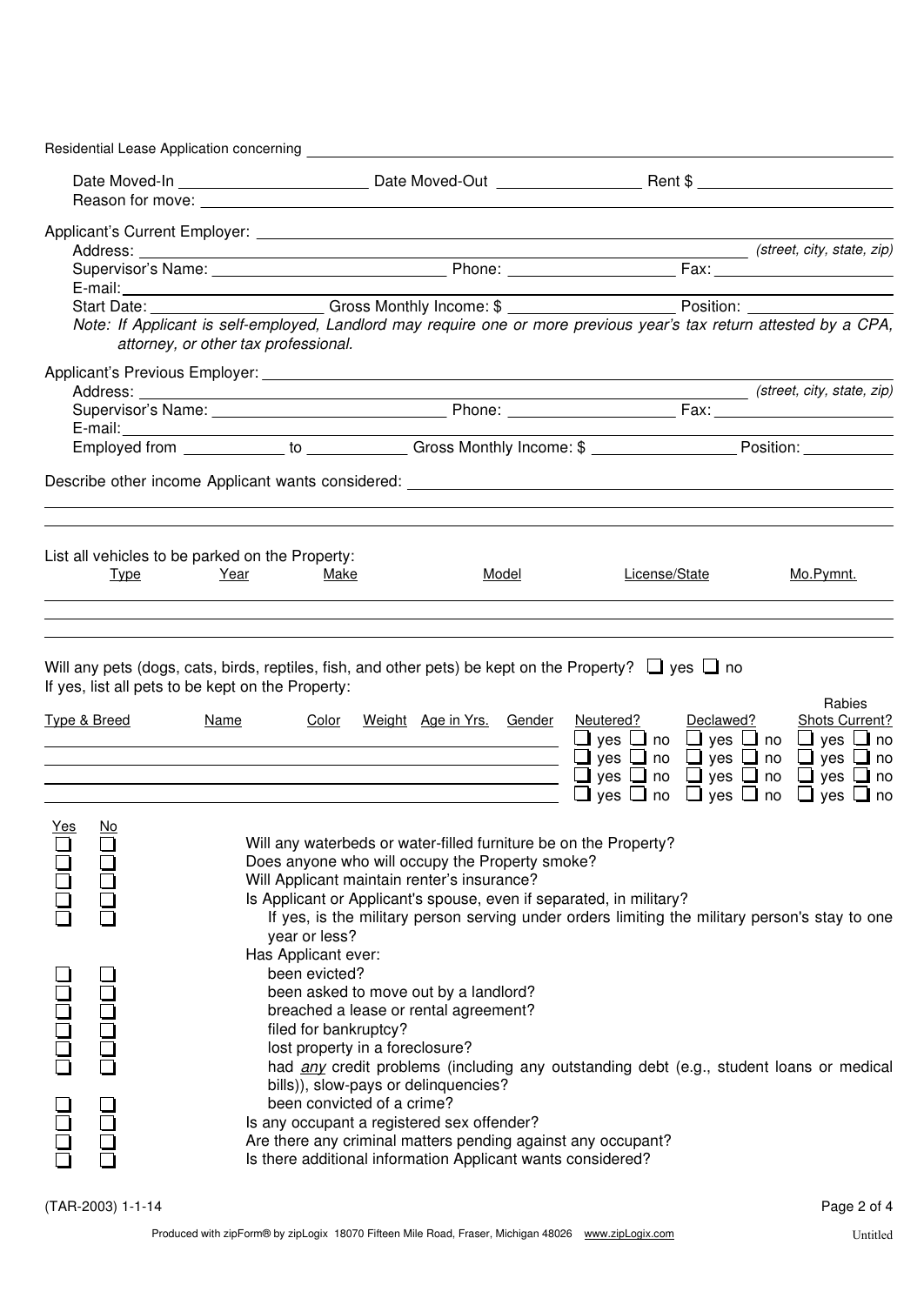Residential Lease Application concerning ______________________________________________

Date Moved-In ____________________ Date Moved-Out ________________ Rent $ ____________________

Reason for move: ______________________________________________

Applicant's Current Employer: ______________________________________________

Address: ______________________________________________ *(street, city, state, zip)*

Supervisor's Name: ____________________ Phone: ________________ Fax: ________________

E-mail: ______________________________________________

Start Date: ________________ Gross Monthly Income: $ ________________ Position: ________________

*Note: If Applicant is self-employed, Landlord may require one or more previous year's tax return attested by a CPA, attorney, or other tax professional.*

Applicant's Previous Employer: ______________________________________________

Address: ______________________________________________ *(street, city, state, zip)*

Supervisor's Name: ____________________ Phone: ________________ Fax: ________________

E-mail: ______________________________________________

Employed from __________ to __________ Gross Monthly Income: $ ______________ Position: __________

Describe other income Applicant wants considered: ______________________________________________

______________________________________________

______________________________________________

List all vehicles to be parked on the Property:

| Type | Year | Make | Model | License/State | Mo.Pymnt. |
|---|---|---|---|---|---|
| | | | | | |
| | | | | | |
| | | | | | |

Will any pets (dogs, cats, birds, reptiles, fish, and other pets) be kept on the Property? ☐ yes ☐ no

If yes, list all pets to be kept on the Property:

| Type & Breed | Name | Color | Weight | Age in Yrs. | Gender | Neutered? | Declawed? | Rabies Shots Current? |
|---|---|---|---|---|---|---|---|---|
| | | | | | | ☐ yes ☐ no | ☐ yes ☐ no | ☐ yes ☐ no |
| | | | | | | ☐ yes ☐ no | ☐ yes ☐ no | ☐ yes ☐ no |
| | | | | | | ☐ yes ☐ no | ☐ yes ☐ no | ☐ yes ☐ no |
| | | | | | | ☐ yes ☐ no | ☐ yes ☐ no | ☐ yes ☐ no |

| Yes | No | |
|---|---|---|
| ☐ | ☐ | Will any waterbeds or water-filled furniture be on the Property? |
| ☐ | ☐ | Does anyone who will occupy the Property smoke? |
| ☐ | ☐ | Will Applicant maintain renter's insurance? |
| ☐ | ☐ | Is Applicant or Applicant's spouse, even if separated, in military? |
| ☐ | ☐ | If yes, is the military person serving under orders limiting the military person's stay to one year or less? |
| | | Has Applicant ever: |
| ☐ | ☐ | been evicted? |
| ☐ | ☐ | been asked to move out by a landlord? |
| ☐ | ☐ | breached a lease or rental agreement? |
| ☐ | ☐ | filed for bankruptcy? |
| ☐ | ☐ | lost property in a foreclosure? |
| ☐ | ☐ | had *any* credit problems (including any outstanding debt (e.g., student loans or medical bills)), slow-pays or delinquencies? |
| ☐ | ☐ | been convicted of a crime? |
| ☐ | ☐ | Is any occupant a registered sex offender? |
| ☐ | ☐ | Are there any criminal matters pending against any occupant? |
| ☐ | ☐ | Is there additional information Applicant wants considered? |

(TAR-2003) 1-1-14

Produced with zipForm® by zipLogix 18070 Fifteen Mile Road, Fraser, Michigan 48026 www.zipLogix.com Untitled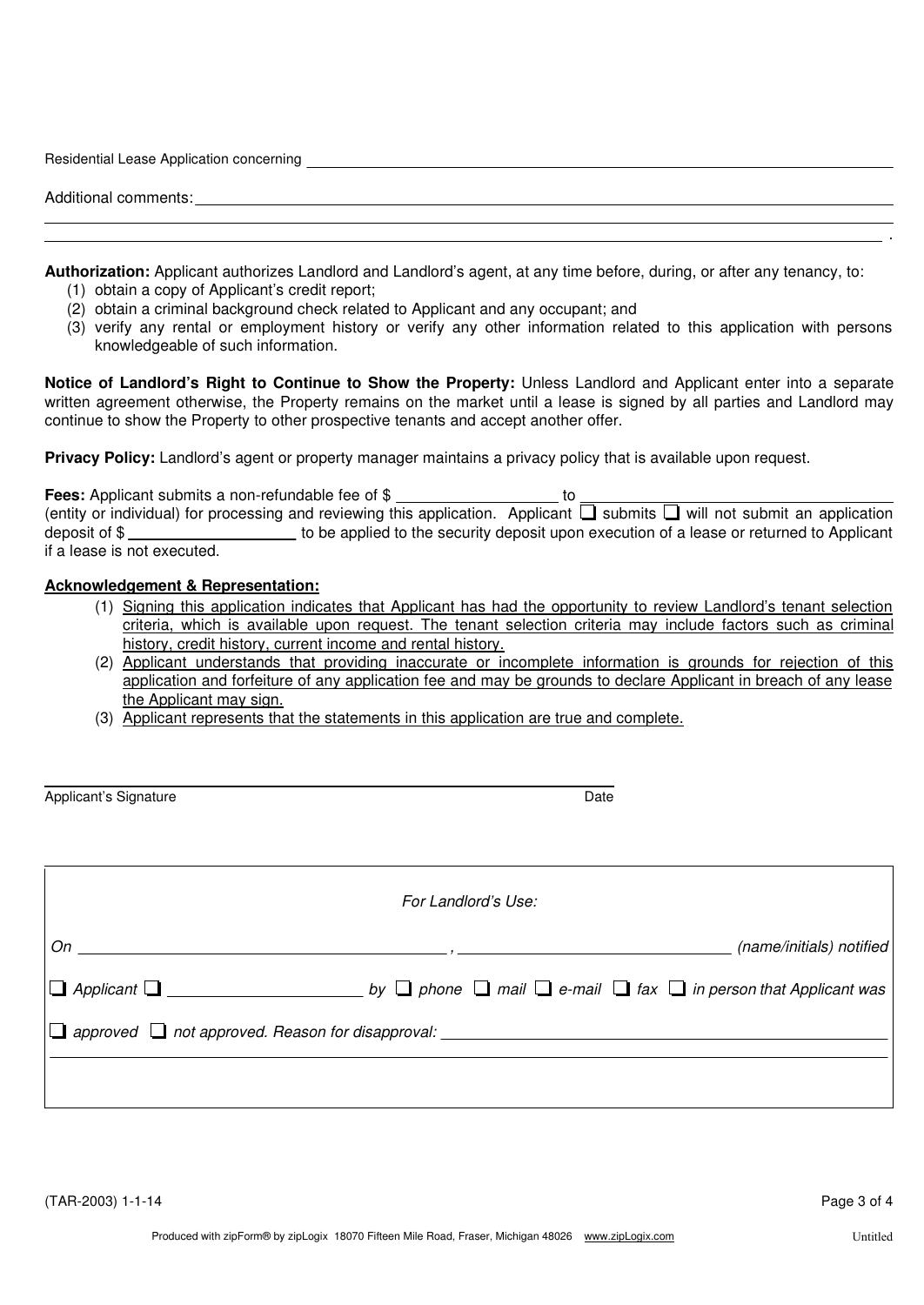Residential Lease Application concerning ______________________________________________

Additional comments: ______________________________________________
______________________________________________
______________________________________________ .

**Authorization:** Applicant authorizes Landlord and Landlord's agent, at any time before, during, or after any tenancy, to:

(1) obtain a copy of Applicant's credit report;
(2) obtain a criminal background check related to Applicant and any occupant; and
(3) verify any rental or employment history or verify any other information related to this application with persons knowledgeable of such information.

**Notice of Landlord's Right to Continue to Show the Property:** Unless Landlord and Applicant enter into a separate written agreement otherwise, the Property remains on the market until a lease is signed by all parties and Landlord may continue to show the Property to other prospective tenants and accept another offer.

**Privacy Policy:** Landlord's agent or property manager maintains a privacy policy that is available upon request.

**Fees:** Applicant submits a non-refundable fee of $ ____________ to ______________________ (entity or individual) for processing and reviewing this application. Applicant ☐ submits ☐ will not submit an application deposit of $ ____________ to be applied to the security deposit upon execution of a lease or returned to Applicant if a lease is not executed.

**Acknowledgement & Representation:**

(1) Signing this application indicates that Applicant has had the opportunity to review Landlord's tenant selection criteria, which is available upon request. The tenant selection criteria may include factors such as criminal history, credit history, current income and rental history.
(2) Applicant understands that providing inaccurate or incomplete information is grounds for rejection of this application and forfeiture of any application fee and may be grounds to declare Applicant in breach of any lease the Applicant may sign.
(3) Applicant represents that the statements in this application are true and complete.

______________________________________________

Applicant's Signature                                        Date

*For Landlord's Use:*

*On* ______________________ , ______________________ *(name/initials) notified*

☐ *Applicant* ☐ ______________________ *by* ☐ *phone* ☐ *mail* ☐ *e-mail* ☐ *fax* ☐ *in person that Applicant was*

☐ *approved* ☐ *not approved. Reason for disapproval:* ______________________
______________________________________________

(TAR-2003) 1-1-14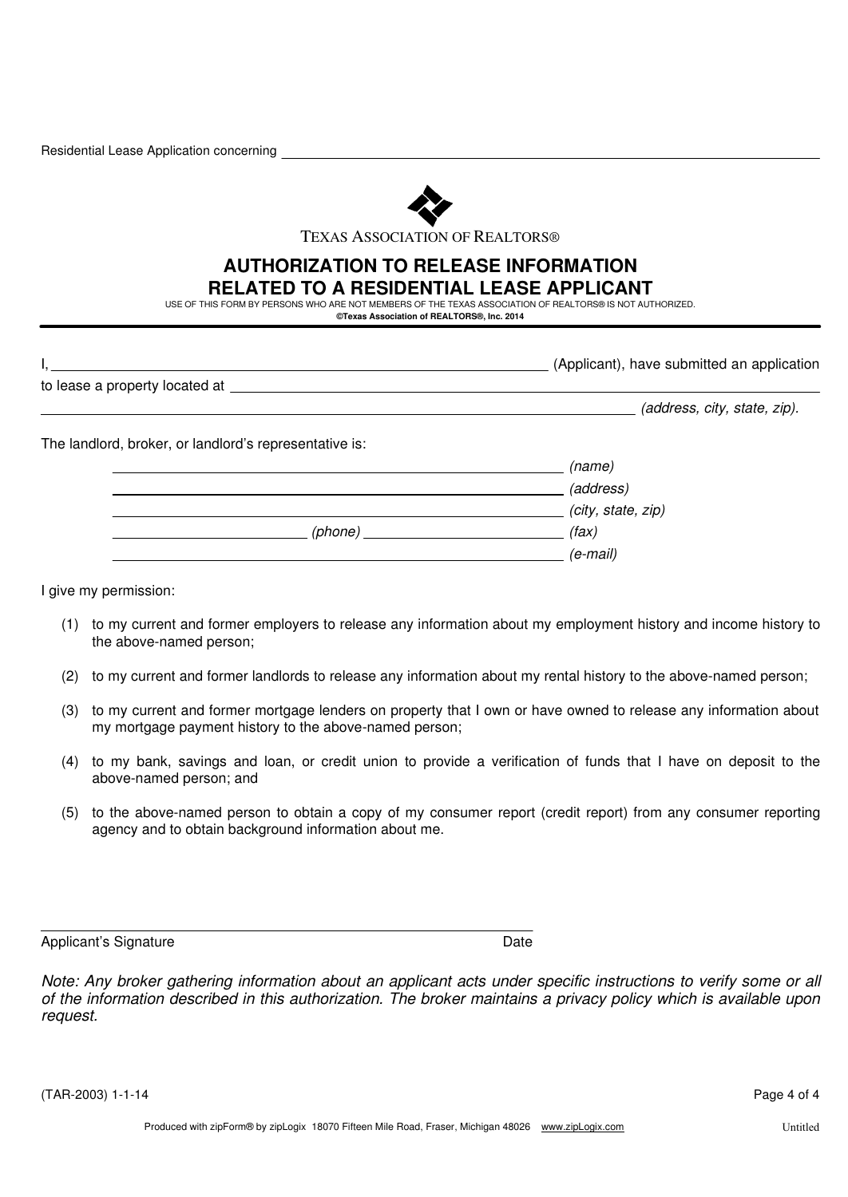Residential Lease Application concerning \_\_\_\_\_\_\_\_\_\_\_\_\_\_\_\_\_\_\_\_\_\_\_\_\_\_\_\_\_\_\_\_\_\_\_\_\_\_\_\_

TEXAS ASSOCIATION OF REALTORS®

# AUTHORIZATION TO RELEASE INFORMATION RELATED TO A RESIDENTIAL LEASE APPLICANT

USE OF THIS FORM BY PERSONS WHO ARE NOT MEMBERS OF THE TEXAS ASSOCIATION OF REALTORS® IS NOT AUTHORIZED.

**©Texas Association of REALTORS®, Inc. 2014**

---

I, \_\_\_\_\_\_\_\_\_\_\_\_\_\_\_\_\_\_\_\_\_\_\_\_\_\_\_\_\_\_\_\_\_\_\_\_\_\_\_\_ (Applicant), have submitted an application to lease a property located at \_\_\_\_\_\_\_\_\_\_\_\_\_\_\_\_\_\_\_\_\_\_\_\_\_\_\_\_\_\_\_\_\_\_\_\_\_\_\_\_

\_\_\_\_\_\_\_\_\_\_\_\_\_\_\_\_\_\_\_\_\_\_\_\_\_\_\_\_\_\_\_\_\_\_\_\_\_\_\_\_ *(address, city, state, zip).*

The landlord, broker, or landlord's representative is:

\_\_\_\_\_\_\_\_\_\_\_\_\_\_\_\_\_\_\_\_\_\_\_\_\_\_\_\_\_\_\_\_\_\_\_\_\_\_\_\_ *(name)*

\_\_\_\_\_\_\_\_\_\_\_\_\_\_\_\_\_\_\_\_\_\_\_\_\_\_\_\_\_\_\_\_\_\_\_\_\_\_\_\_ *(address)*

\_\_\_\_\_\_\_\_\_\_\_\_\_\_\_\_\_\_\_\_\_\_\_\_\_\_\_\_\_\_\_\_\_\_\_\_\_\_\_\_ *(city, state, zip)*

\_\_\_\_\_\_\_\_\_\_\_\_\_\_\_\_\_\_\_\_ *(phone)* \_\_\_\_\_\_\_\_\_\_\_\_\_\_\_\_\_\_\_\_ *(fax)*

\_\_\_\_\_\_\_\_\_\_\_\_\_\_\_\_\_\_\_\_\_\_\_\_\_\_\_\_\_\_\_\_\_\_\_\_\_\_\_\_ *(e-mail)*

I give my permission:

(1) to my current and former employers to release any information about my employment history and income history to the above-named person;

(2) to my current and former landlords to release any information about my rental history to the above-named person;

(3) to my current and former mortgage lenders on property that I own or have owned to release any information about my mortgage payment history to the above-named person;

(4) to my bank, savings and loan, or credit union to provide a verification of funds that I have on deposit to the above-named person; and

(5) to the above-named person to obtain a copy of my consumer report (credit report) from any consumer reporting agency and to obtain background information about me.

\_\_\_\_\_\_\_\_\_\_\_\_\_\_\_\_\_\_\_\_\_\_\_\_\_\_\_\_\_\_\_\_\_\_\_\_\_\_\_\_

Applicant's Signature Date

*Note: Any broker gathering information about an applicant acts under specific instructions to verify some or all of the information described in this authorization. The broker maintains a privacy policy which is available upon request.*

(TAR-2003) 1-1-14

Produced with zipForm® by zipLogix 18070 Fifteen Mile Road, Fraser, Michigan 48026 www.zipLogix.com Untitled